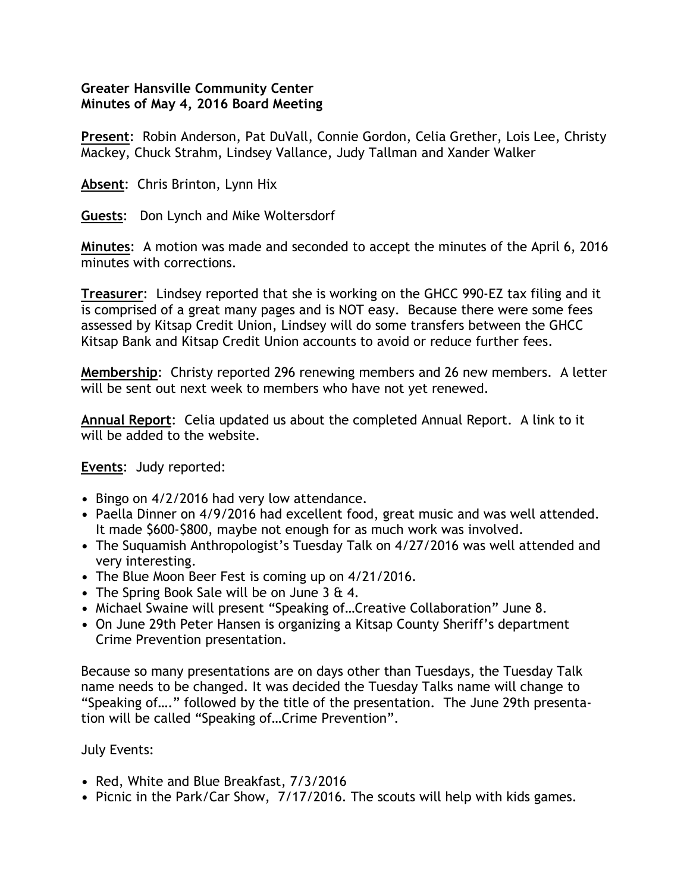**Greater Hansville Community Center**
**Minutes of May 4, 2016 Board Meeting**

**Present**: Robin Anderson, Pat DuVall, Connie Gordon, Celia Grether, Lois Lee, Christy Mackey, Chuck Strahm, Lindsey Vallance, Judy Tallman and Xander Walker

**Absent**: Chris Brinton, Lynn Hix

**Guests**: Don Lynch and Mike Woltersdorf

**Minutes**: A motion was made and seconded to accept the minutes of the April 6, 2016 minutes with corrections.

**Treasurer**: Lindsey reported that she is working on the GHCC 990-EZ tax filing and it is comprised of a great many pages and is NOT easy. Because there were some fees assessed by Kitsap Credit Union, Lindsey will do some transfers between the GHCC Kitsap Bank and Kitsap Credit Union accounts to avoid or reduce further fees.

**Membership**: Christy reported 296 renewing members and 26 new members. A letter will be sent out next week to members who have not yet renewed.

**Annual Report**: Celia updated us about the completed Annual Report. A link to it will be added to the website.

**Events**: Judy reported:

- Bingo on 4/2/2016 had very low attendance.
- Paella Dinner on 4/9/2016 had excellent food, great music and was well attended. It made $600-$800, maybe not enough for as much work was involved.
- The Suquamish Anthropologist's Tuesday Talk on 4/27/2016 was well attended and very interesting.
- The Blue Moon Beer Fest is coming up on 4/21/2016.
- The Spring Book Sale will be on June 3 & 4.
- Michael Swaine will present "Speaking of…Creative Collaboration" June 8.
- On June 29th Peter Hansen is organizing a Kitsap County Sheriff's department Crime Prevention presentation.

Because so many presentations are on days other than Tuesdays, the Tuesday Talk name needs to be changed. It was decided the Tuesday Talks name will change to "Speaking of…." followed by the title of the presentation. The June 29th presentation will be called "Speaking of…Crime Prevention".

July Events:

- Red, White and Blue Breakfast, 7/3/2016
- Picnic in the Park/Car Show, 7/17/2016. The scouts will help with kids games.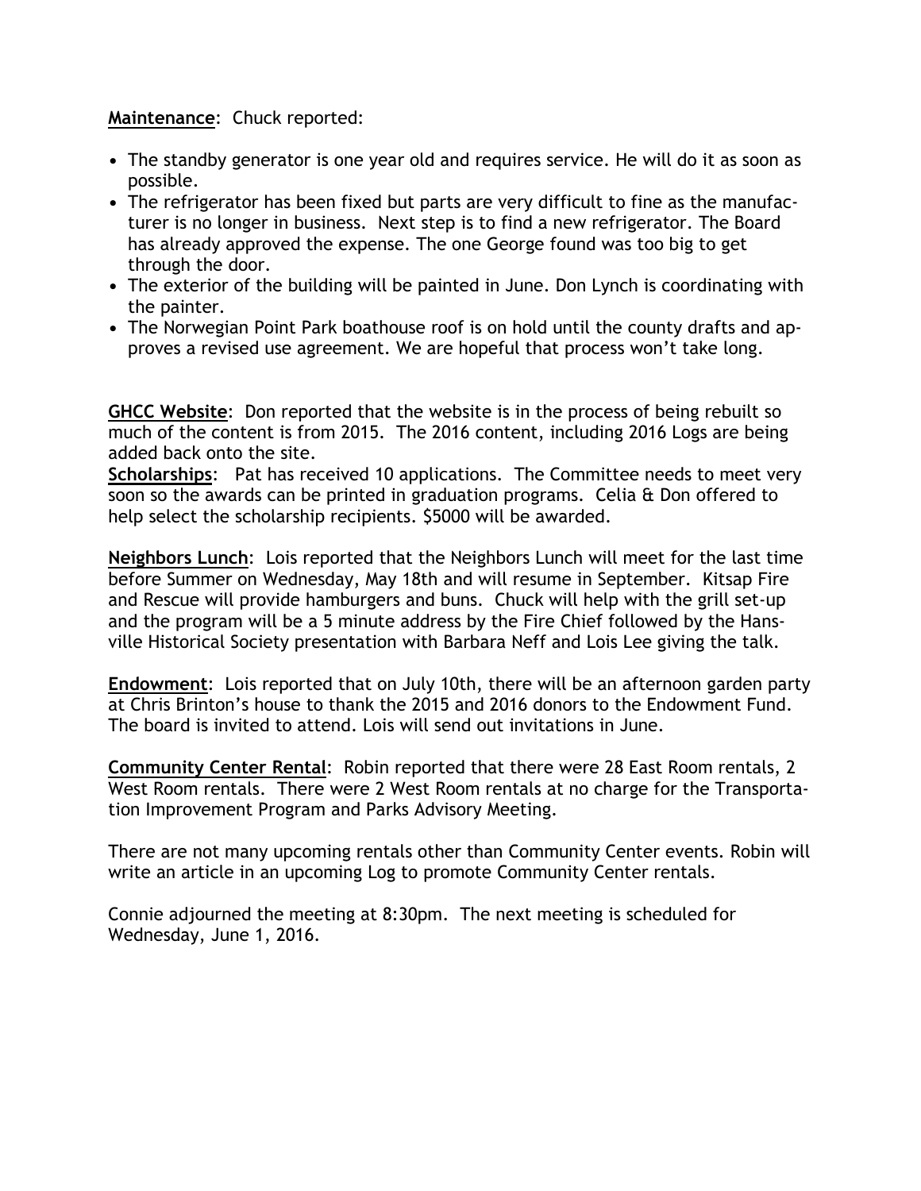**Maintenance**: Chuck reported:

- The standby generator is one year old and requires service. He will do it as soon as possible.
- The refrigerator has been fixed but parts are very difficult to fine as the manufacturer is no longer in business. Next step is to find a new refrigerator. The Board has already approved the expense. The one George found was too big to get through the door.
- The exterior of the building will be painted in June. Don Lynch is coordinating with the painter.
- The Norwegian Point Park boathouse roof is on hold until the county drafts and approves a revised use agreement. We are hopeful that process won't take long.

**GHCC Website**: Don reported that the website is in the process of being rebuilt so much of the content is from 2015. The 2016 content, including 2016 Logs are being added back onto the site.

**Scholarships**: Pat has received 10 applications. The Committee needs to meet very soon so the awards can be printed in graduation programs. Celia & Don offered to help select the scholarship recipients. $5000 will be awarded.

**Neighbors Lunch**: Lois reported that the Neighbors Lunch will meet for the last time before Summer on Wednesday, May 18th and will resume in September. Kitsap Fire and Rescue will provide hamburgers and buns. Chuck will help with the grill set-up and the program will be a 5 minute address by the Fire Chief followed by the Hansville Historical Society presentation with Barbara Neff and Lois Lee giving the talk.

**Endowment**: Lois reported that on July 10th, there will be an afternoon garden party at Chris Brinton's house to thank the 2015 and 2016 donors to the Endowment Fund. The board is invited to attend. Lois will send out invitations in June.

**Community Center Rental**: Robin reported that there were 28 East Room rentals, 2 West Room rentals. There were 2 West Room rentals at no charge for the Transportation Improvement Program and Parks Advisory Meeting.

There are not many upcoming rentals other than Community Center events. Robin will write an article in an upcoming Log to promote Community Center rentals.

Connie adjourned the meeting at 8:30pm. The next meeting is scheduled for Wednesday, June 1, 2016.